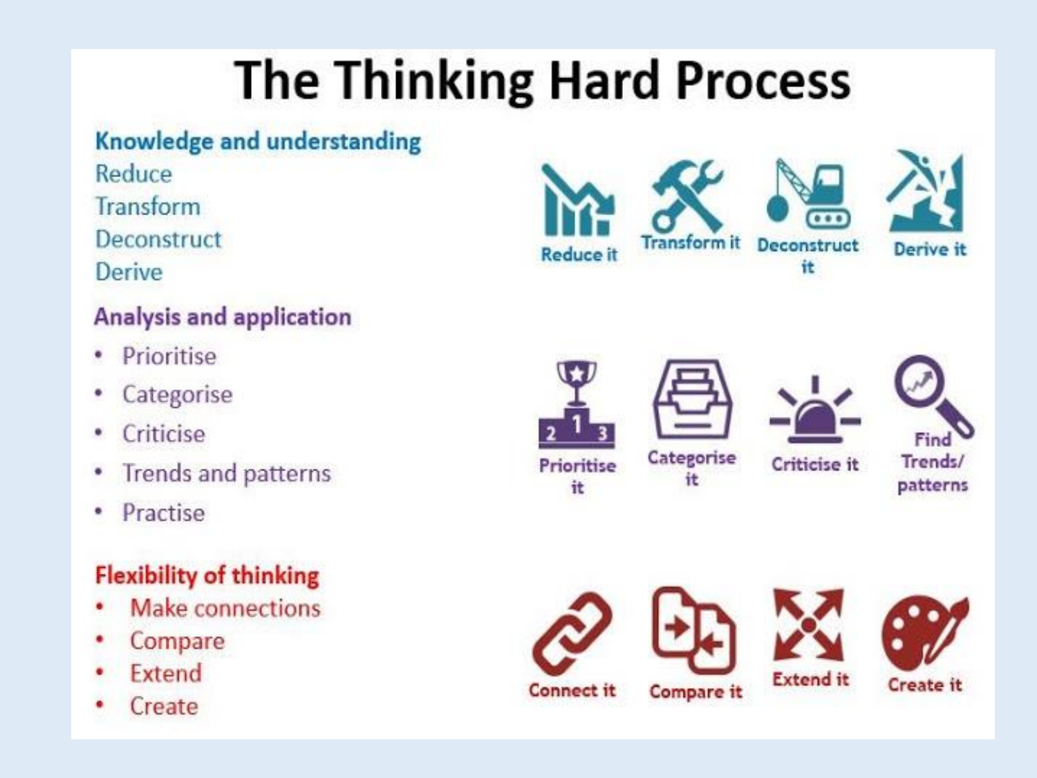# The Thinking Hard Process

### Knowledge and understanding

Reduce
Transform
Deconstruct
Derive

### Analysis and application

- Prioritise
- Categorise
- Criticise
- Trends and patterns
- Practise

### Flexibility of thinking

- Make connections
- Compare
- Extend
- Create

Reduce it
Transform it
Deconstruct it
Derive it

Prioritise it
Categorise it
Criticise it
Find Trends/patterns

Connect it
Compare it
Extend it
Create it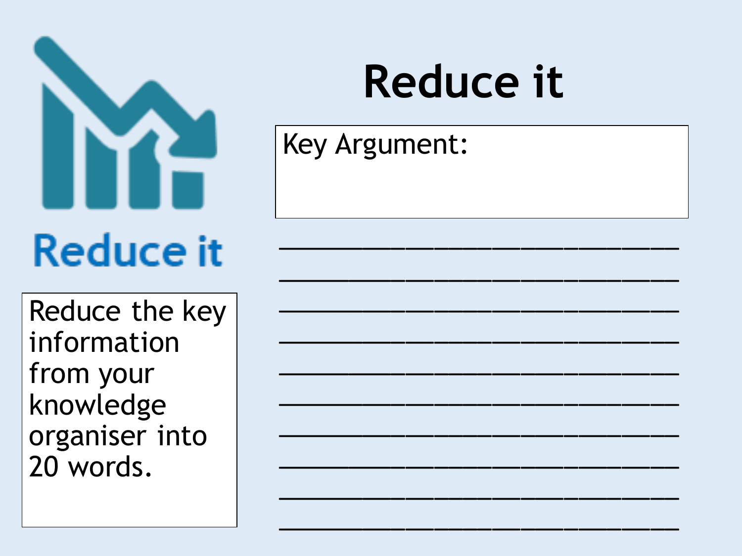# Reduce it

Reduce it

Reduce the key information from your knowledge organiser into 20 words.

Key Argument:

______________________________

______________________________

______________________________

______________________________

______________________________

______________________________

______________________________

______________________________

______________________________

______________________________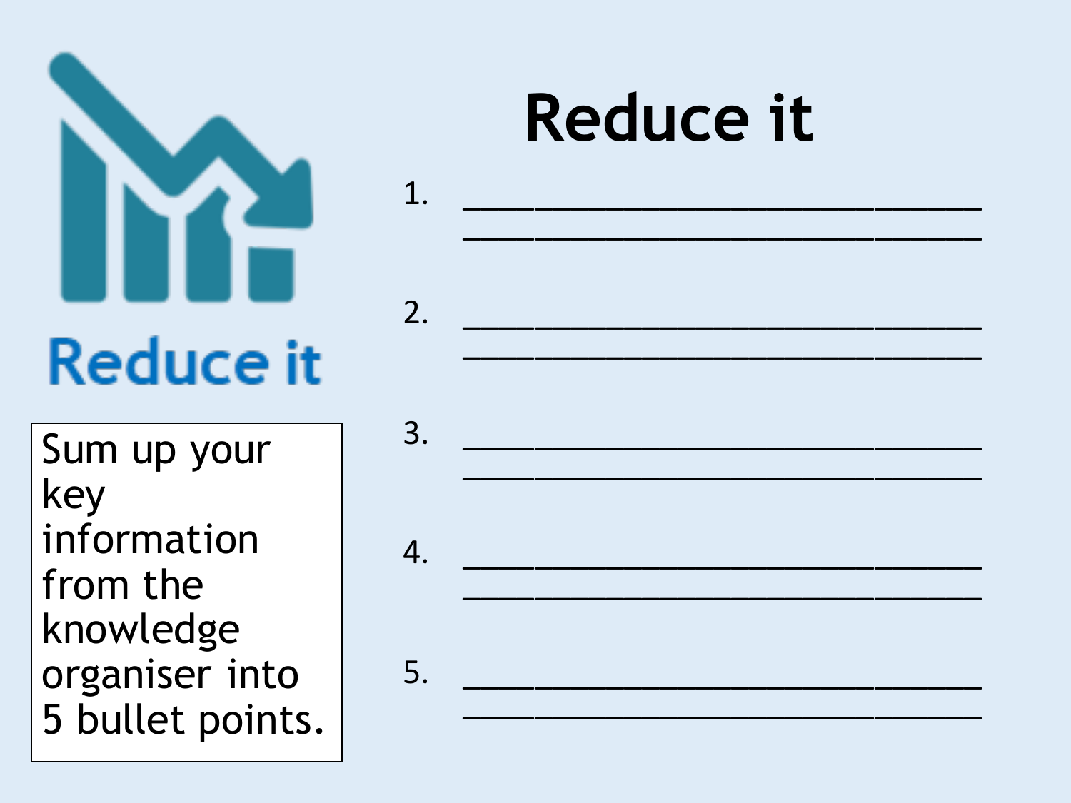Reduce it

Sum up your key information from the knowledge organiser into 5 bullet points.

# Reduce it

1. ______________________________
______________________________

2. ______________________________
______________________________

3. ______________________________
______________________________

4. ______________________________
______________________________

5. ______________________________
______________________________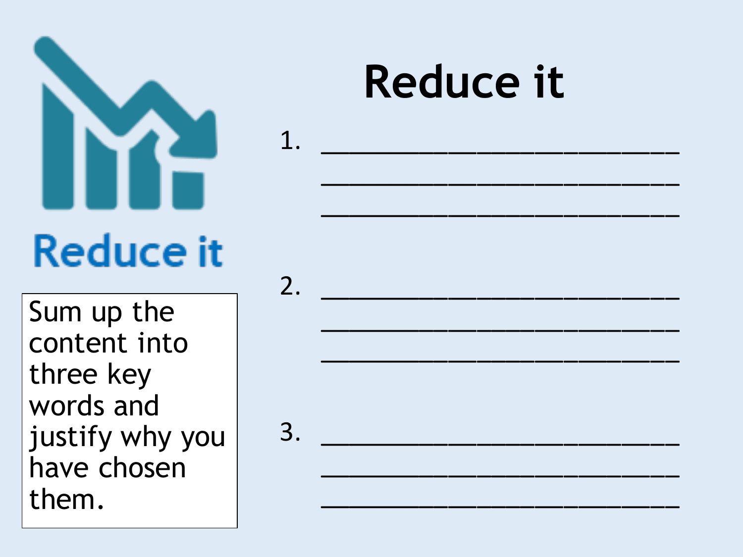Reduce it

# Reduce it

Sum up the content into three key words and justify why you have chosen them.

1. ______________________________
______________________________
______________________________

2. ______________________________
______________________________
______________________________

3. ______________________________
______________________________
______________________________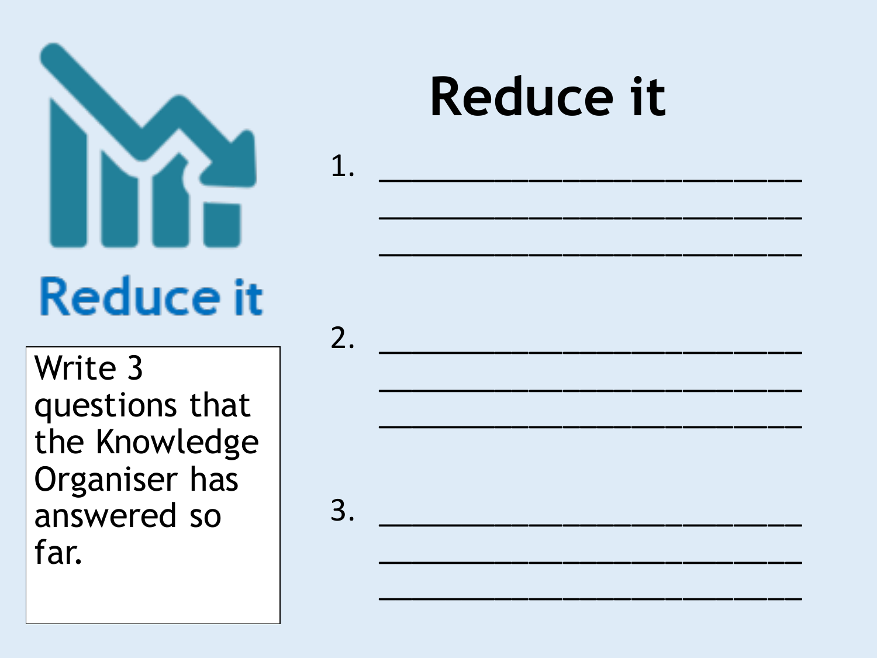# Reduce it

Reduce it

Write 3 questions that the Knowledge Organiser has answered so far.

1. ____________________________
____________________________
____________________________

2. ____________________________
____________________________
____________________________

3. ____________________________
____________________________
____________________________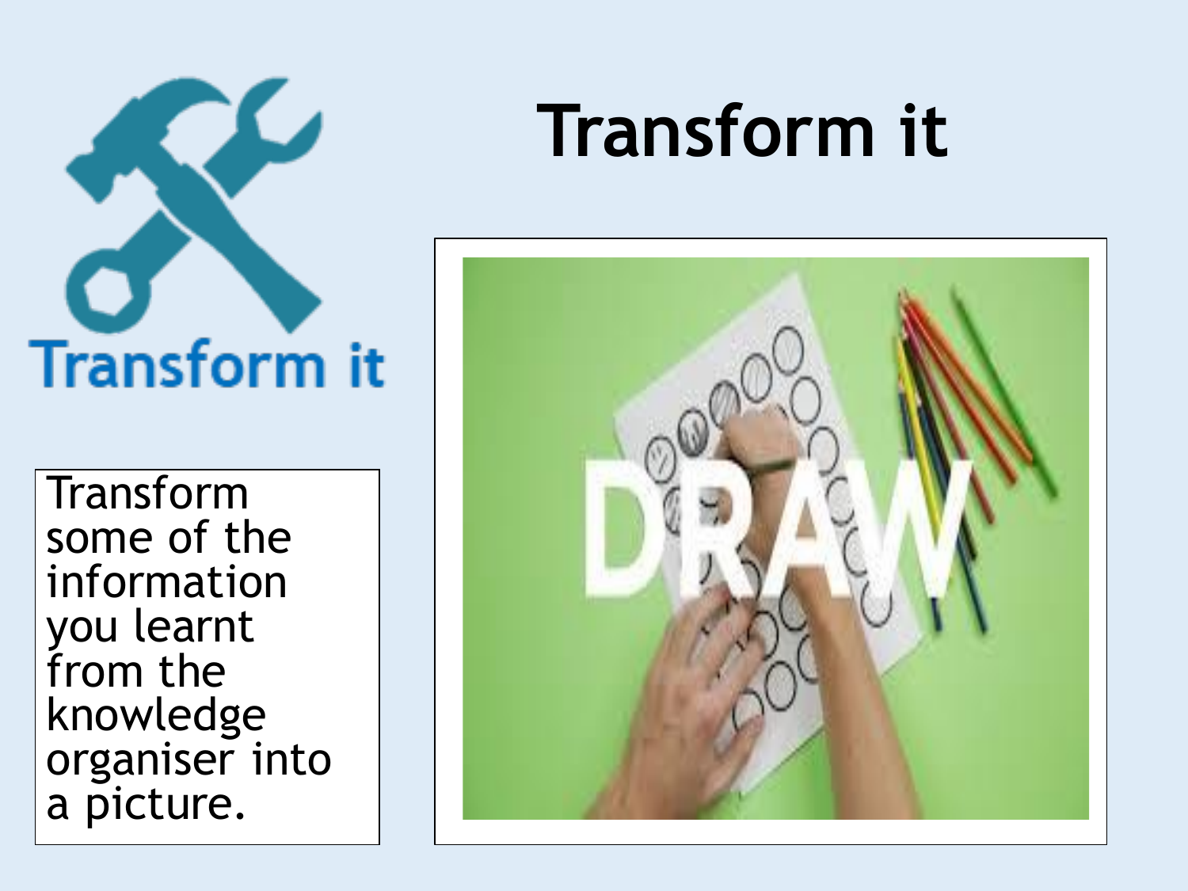# Transform it

Transform some of the information you learnt from the knowledge organiser into a picture.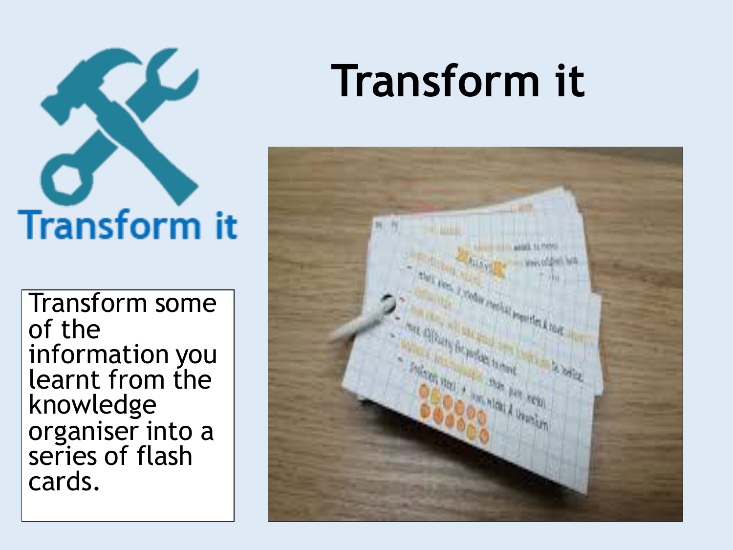# Transform it

Transform it

Transform some of the information you learnt from the knowledge organiser into a series of flash cards.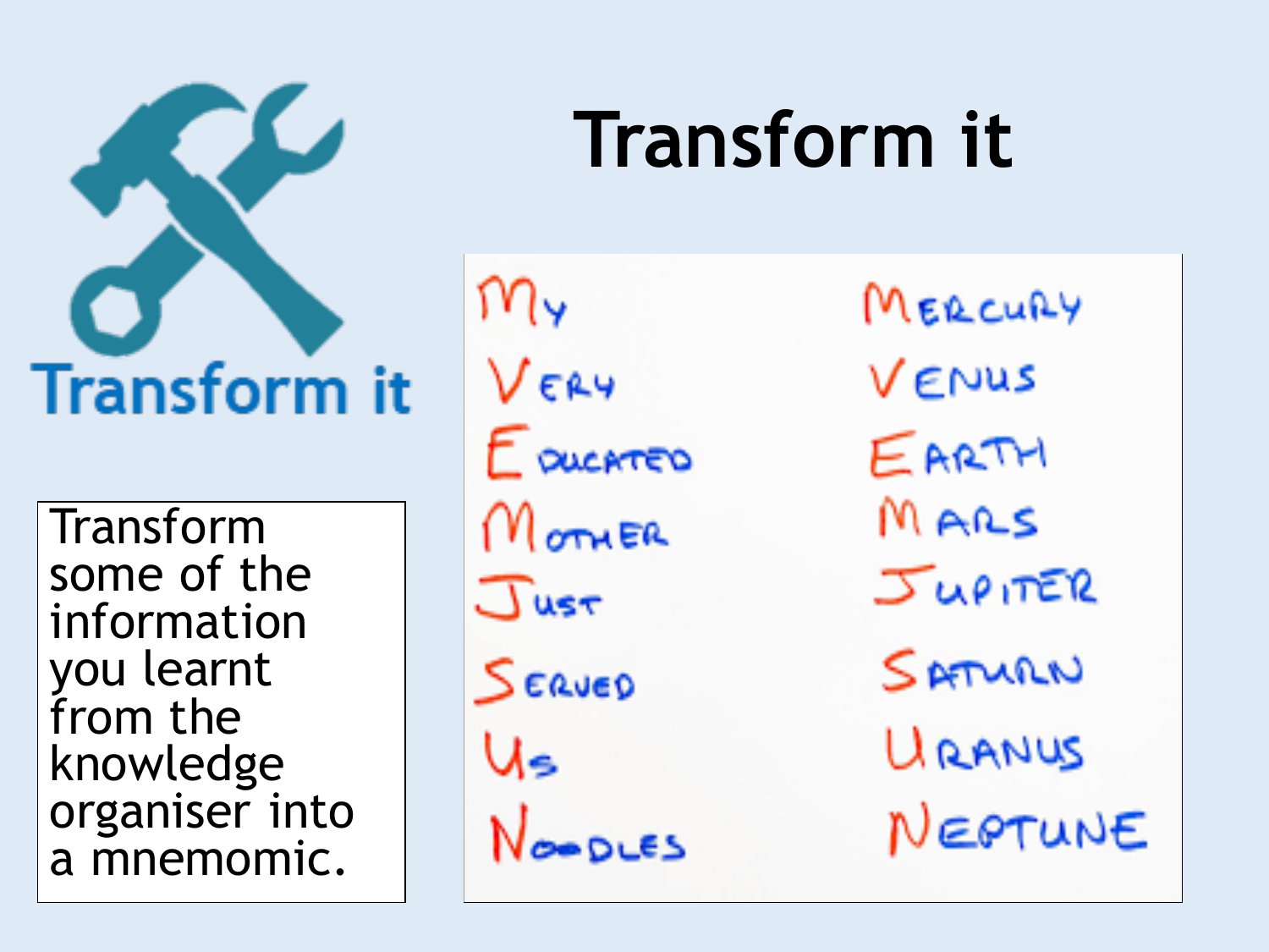# Transform it

Transform it

Transform some of the information you learnt from the knowledge organiser into a mnemomic.

| | |
|---|---|
| My | Mercury |
| Very | Venus |
| Educated | Earth |
| Mother | Mars |
| Just | Jupiter |
| Served | Saturn |
| Us | Uranus |
| Noodles | Neptune |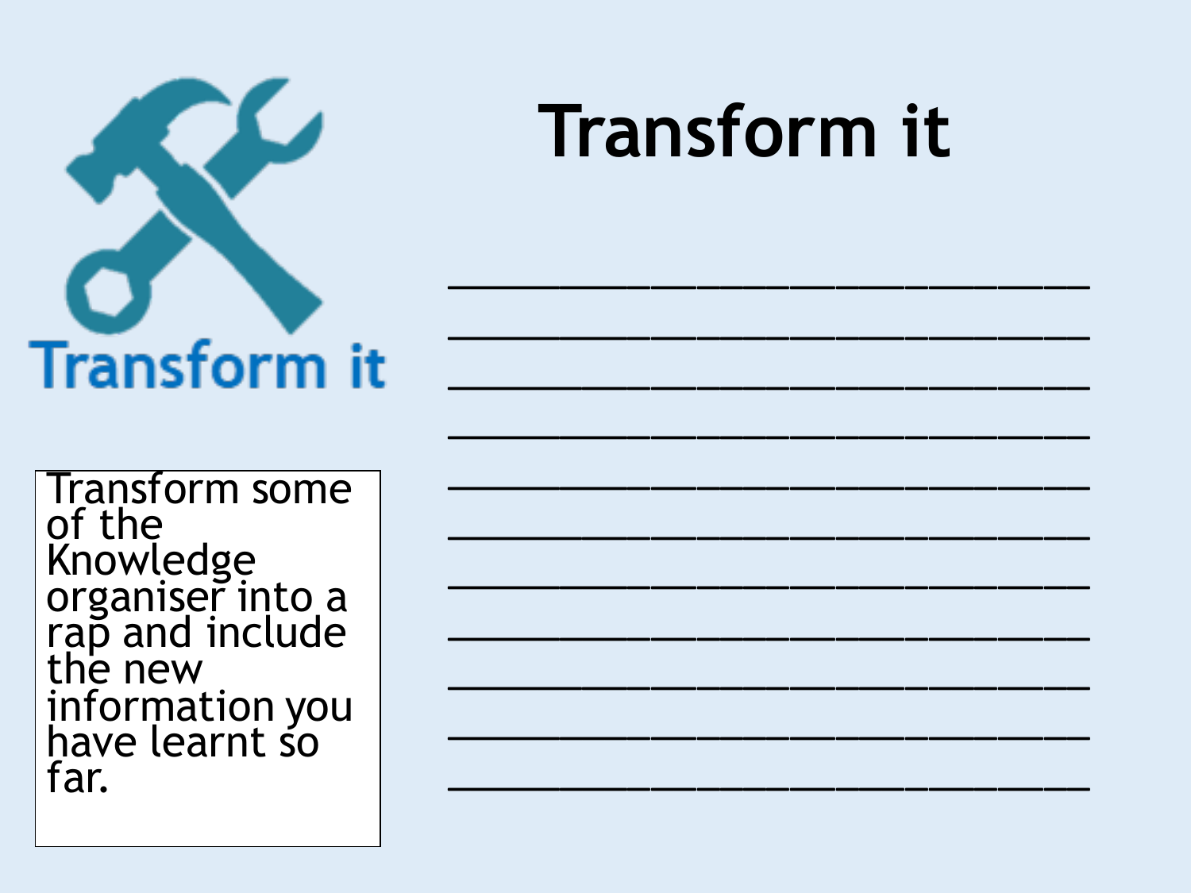# Transform it

Transform it

Transform some of the Knowledge organiser into a rap and include the new information you have learnt so far.

______________________________

______________________________

______________________________

______________________________

______________________________

______________________________

______________________________

______________________________

______________________________

______________________________

______________________________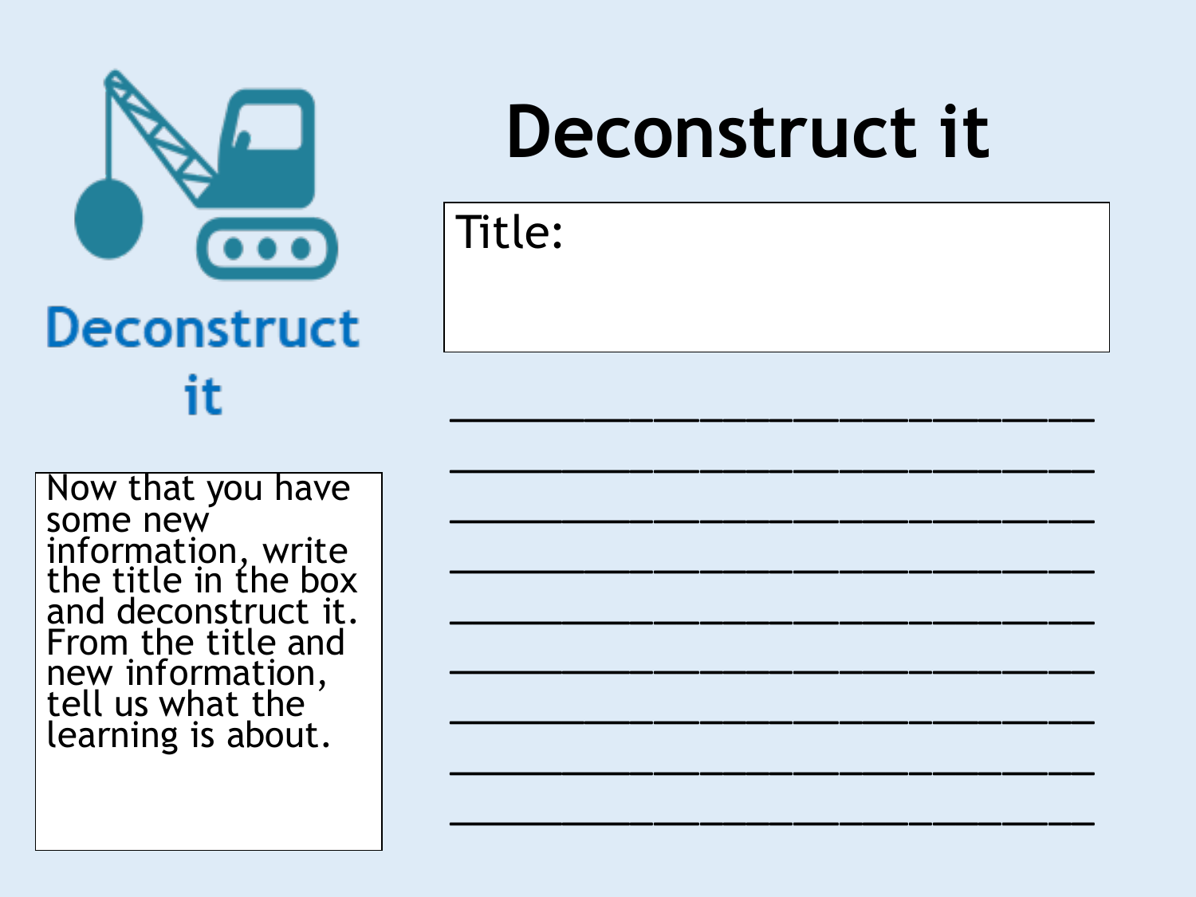# Deconstruct it

Deconstruct it

Now that you have some new information, write the title in the box and deconstruct it. From the title and new information, tell us what the learning is about.

Title:

_______________________________

_______________________________

_______________________________

_______________________________

_______________________________

_______________________________

_______________________________

_______________________________

_______________________________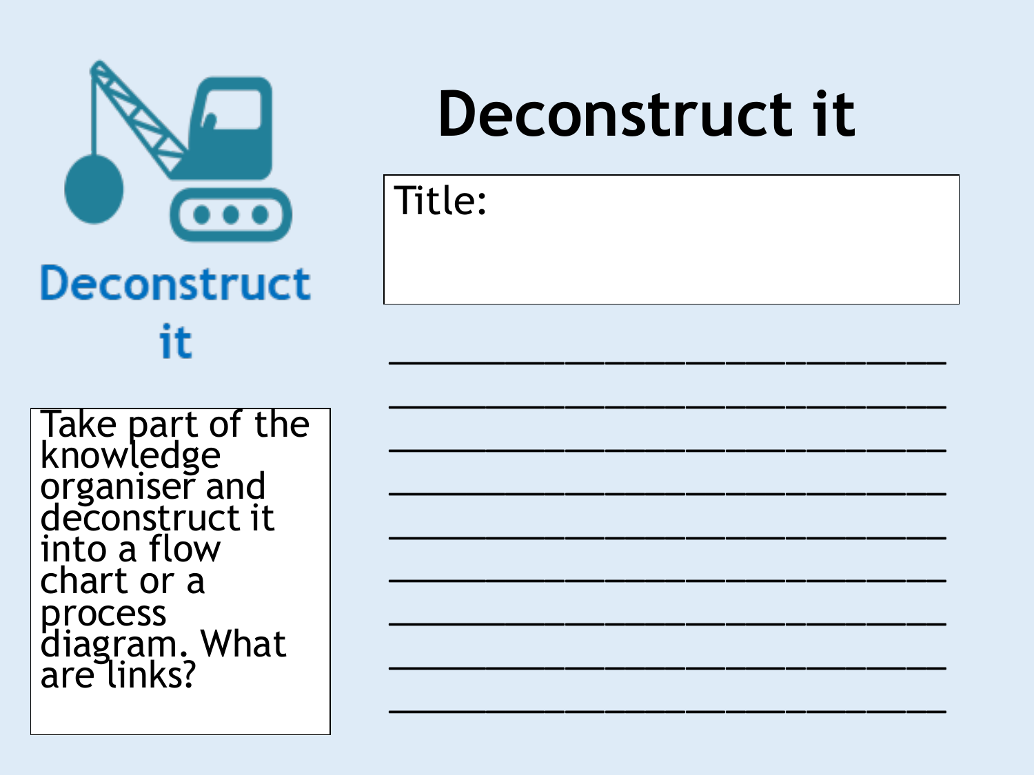# Deconstruct it

Deconstruct it

Take part of the knowledge organiser and deconstruct it into a flow chart or a process diagram. What are links?

Title:

______________________________

______________________________

______________________________

______________________________

______________________________

______________________________

______________________________

______________________________

______________________________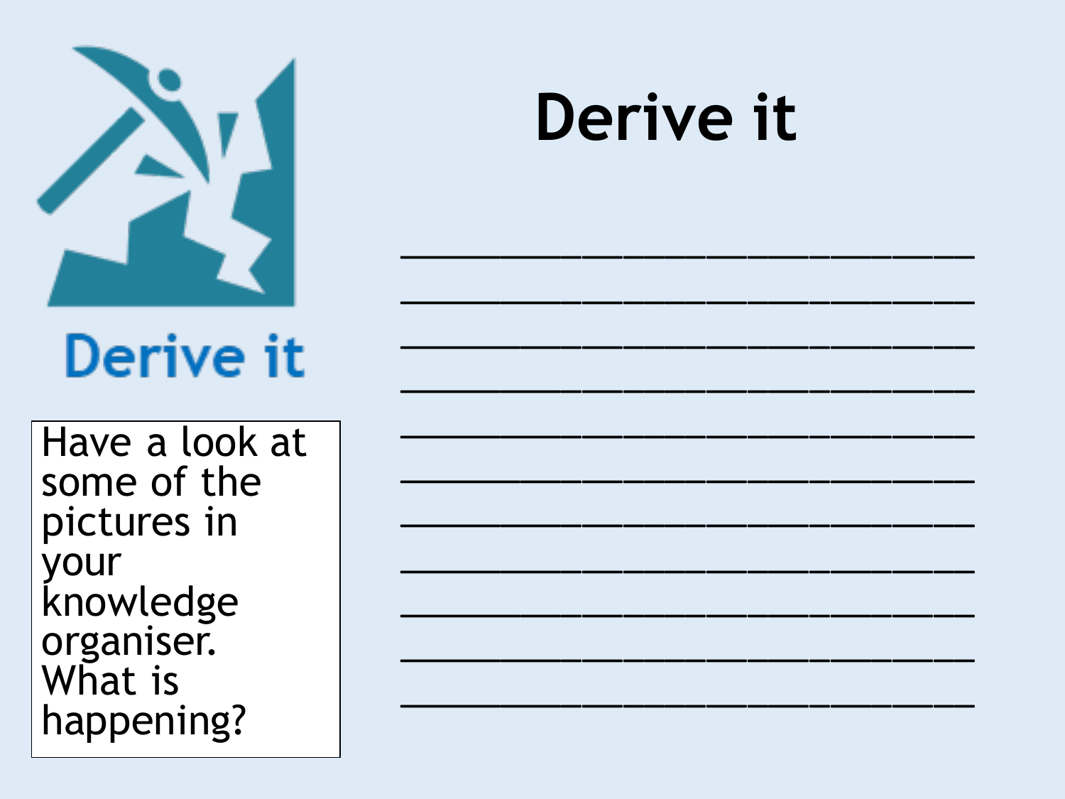# Derive it

Derive it

Have a look at some of the pictures in your knowledge organiser. What is happening?

______________________________
______________________________
______________________________
______________________________
______________________________
______________________________
______________________________
______________________________
______________________________
______________________________
______________________________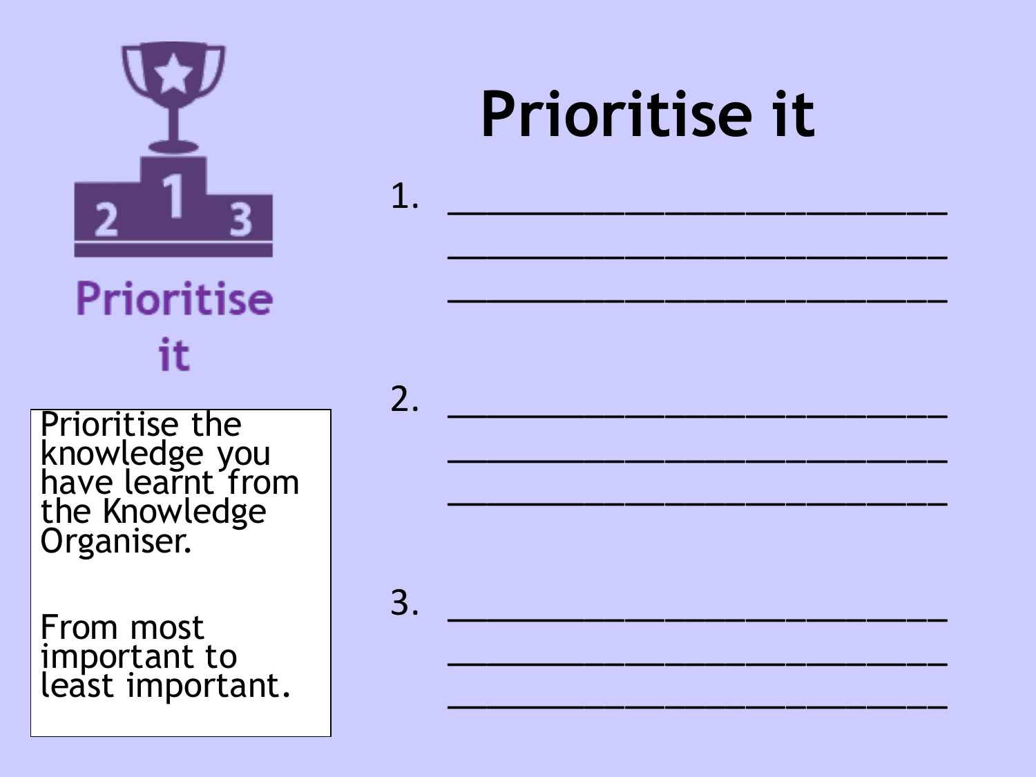# Prioritise it

Prioritise it

Prioritise the knowledge you have learnt from the Knowledge Organiser.

From most important to least important.

1. ______________________________
______________________________
______________________________

2. ______________________________
______________________________
______________________________

3. ______________________________
______________________________
______________________________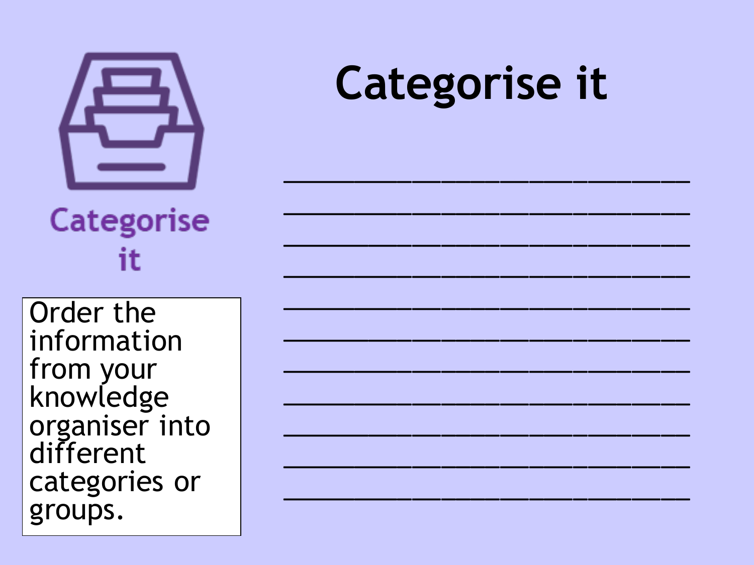# Categorise it

Categorise it

Order the information from your knowledge organiser into different categories or groups.

_______________________________

_______________________________

_______________________________

_______________________________

_______________________________

_______________________________

_______________________________

_______________________________

_______________________________

_______________________________

_______________________________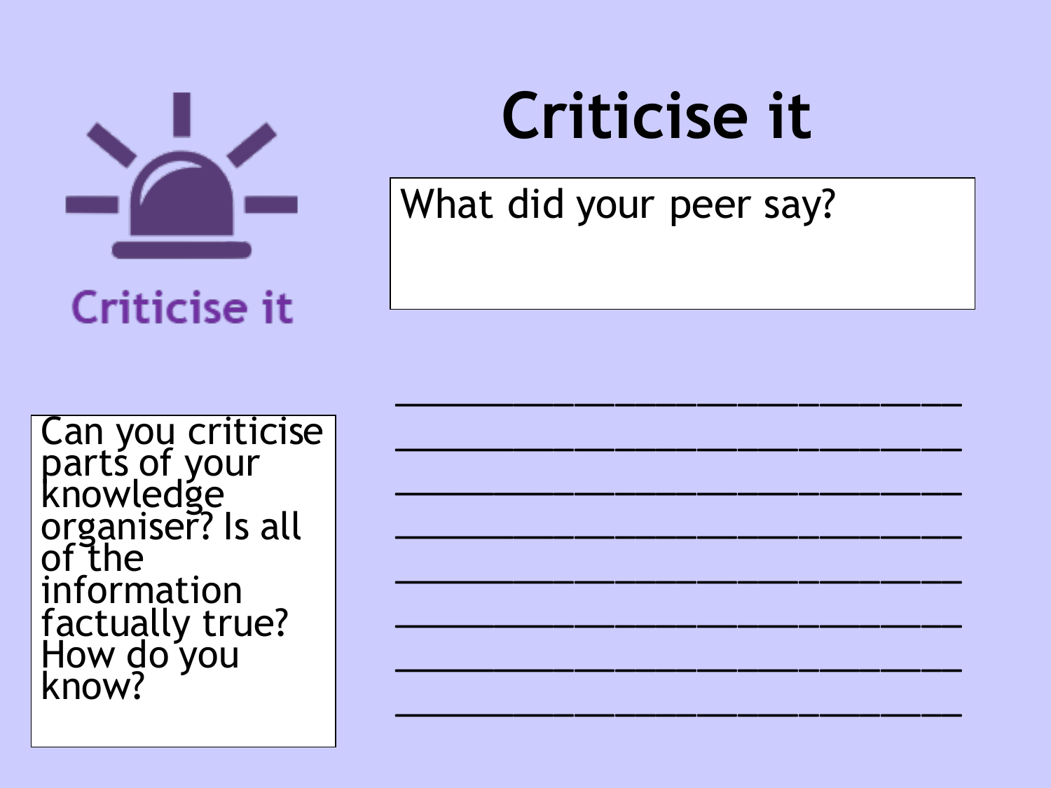# Criticise it

Criticise it

What did your peer say?

Can you criticise parts of your knowledge organiser? Is all of the information factually true? How do you know?

______________________________

______________________________

______________________________

______________________________

______________________________

______________________________

______________________________

______________________________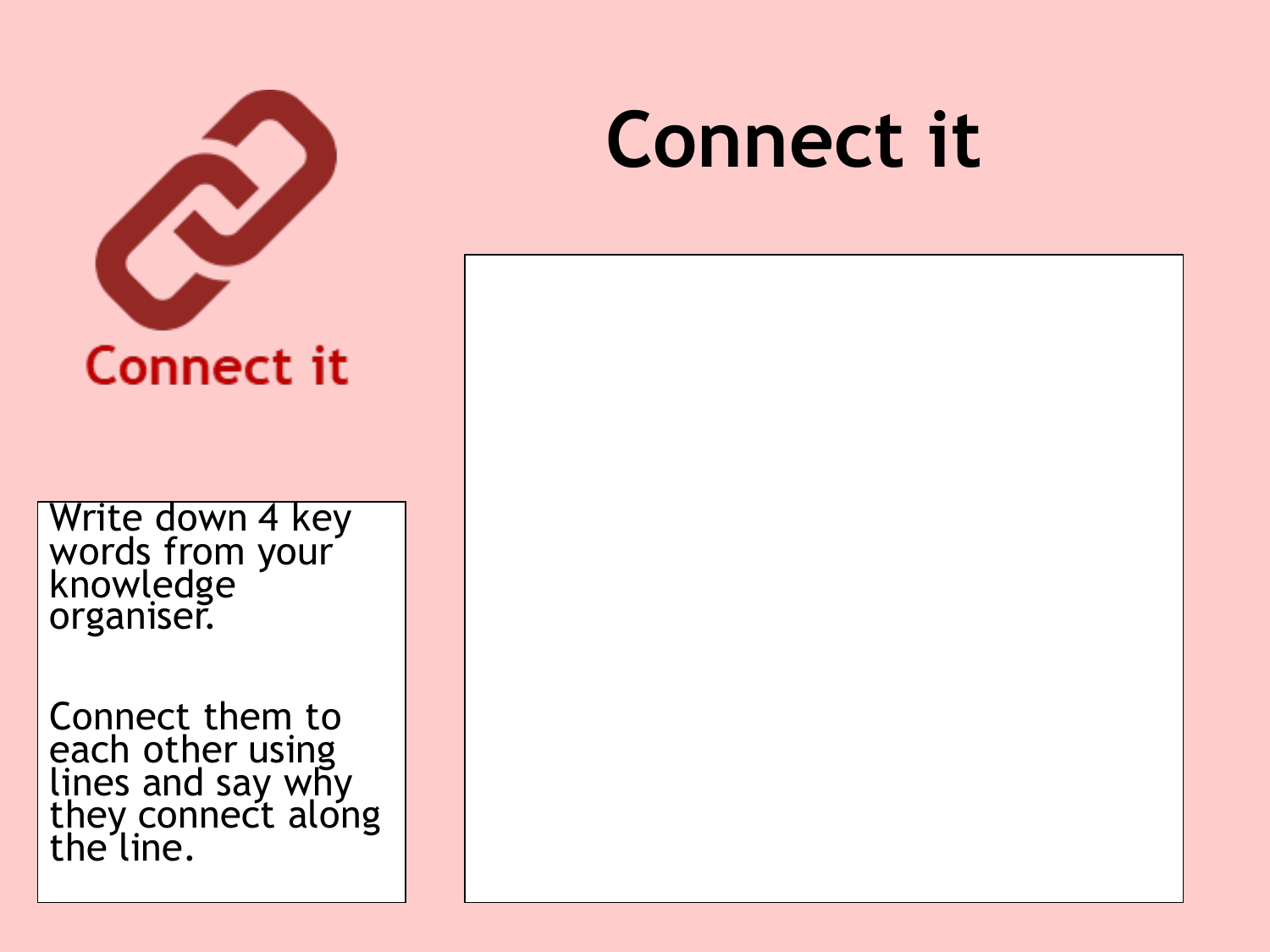# Connect it

Connect it

Write down 4 key words from your knowledge organiser.

Connect them to each other using lines and say why they connect along the line.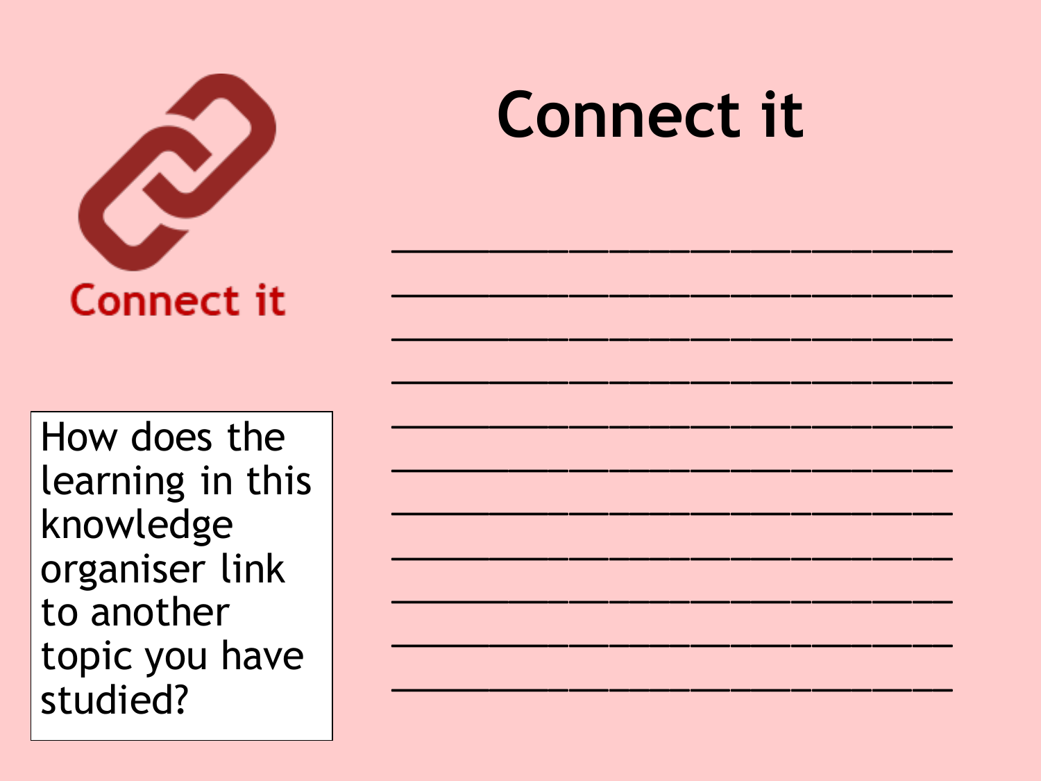# Connect it

Connect it

How does the learning in this knowledge organiser link to another topic you have studied?

___________________________

___________________________

___________________________

___________________________

___________________________

___________________________

___________________________

___________________________

___________________________

___________________________

___________________________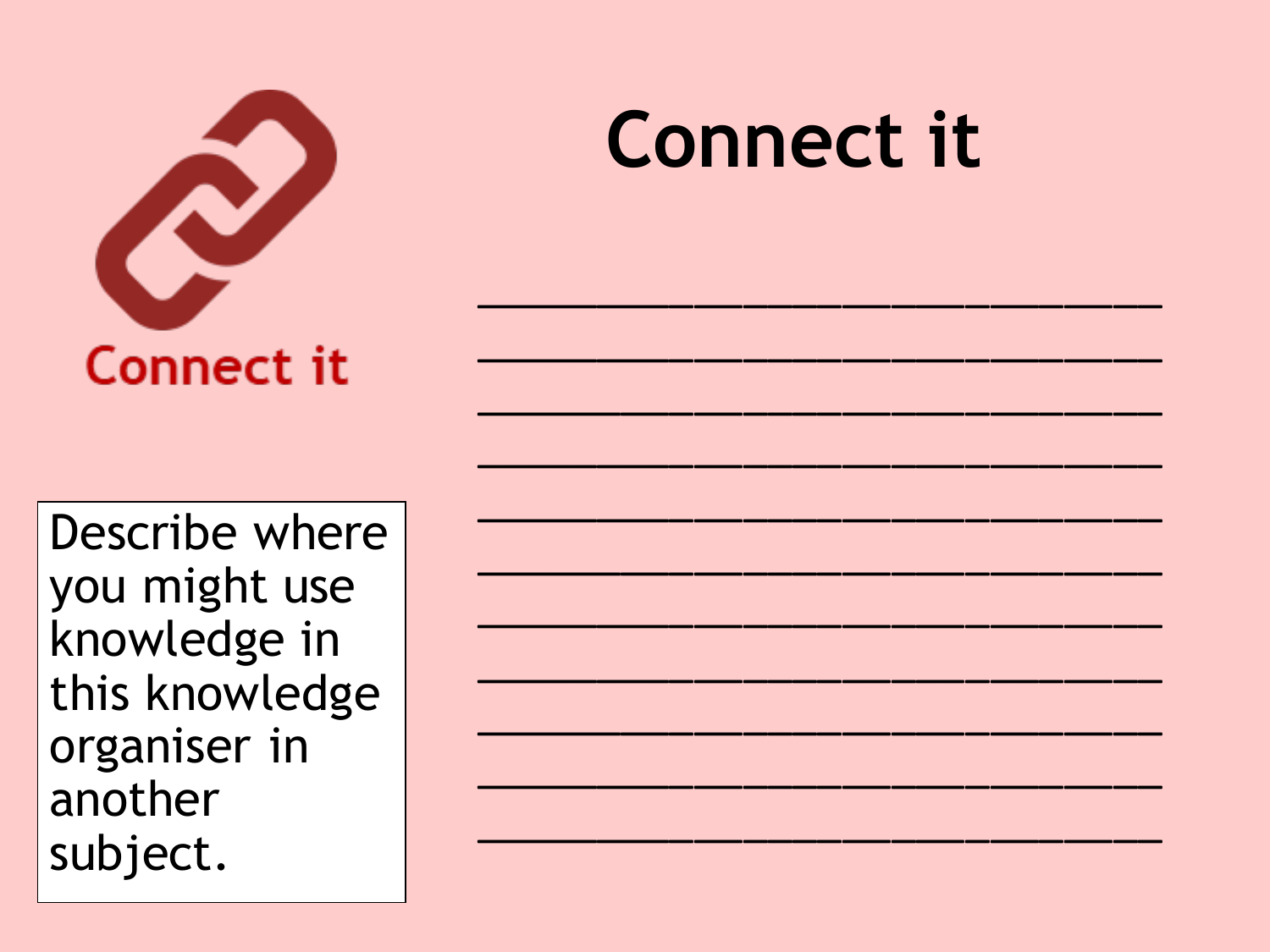# Connect it

Connect it

Describe where you might use knowledge in this knowledge organiser in another subject.

___________________________

___________________________

___________________________

___________________________

___________________________

___________________________

___________________________

___________________________

___________________________

___________________________

___________________________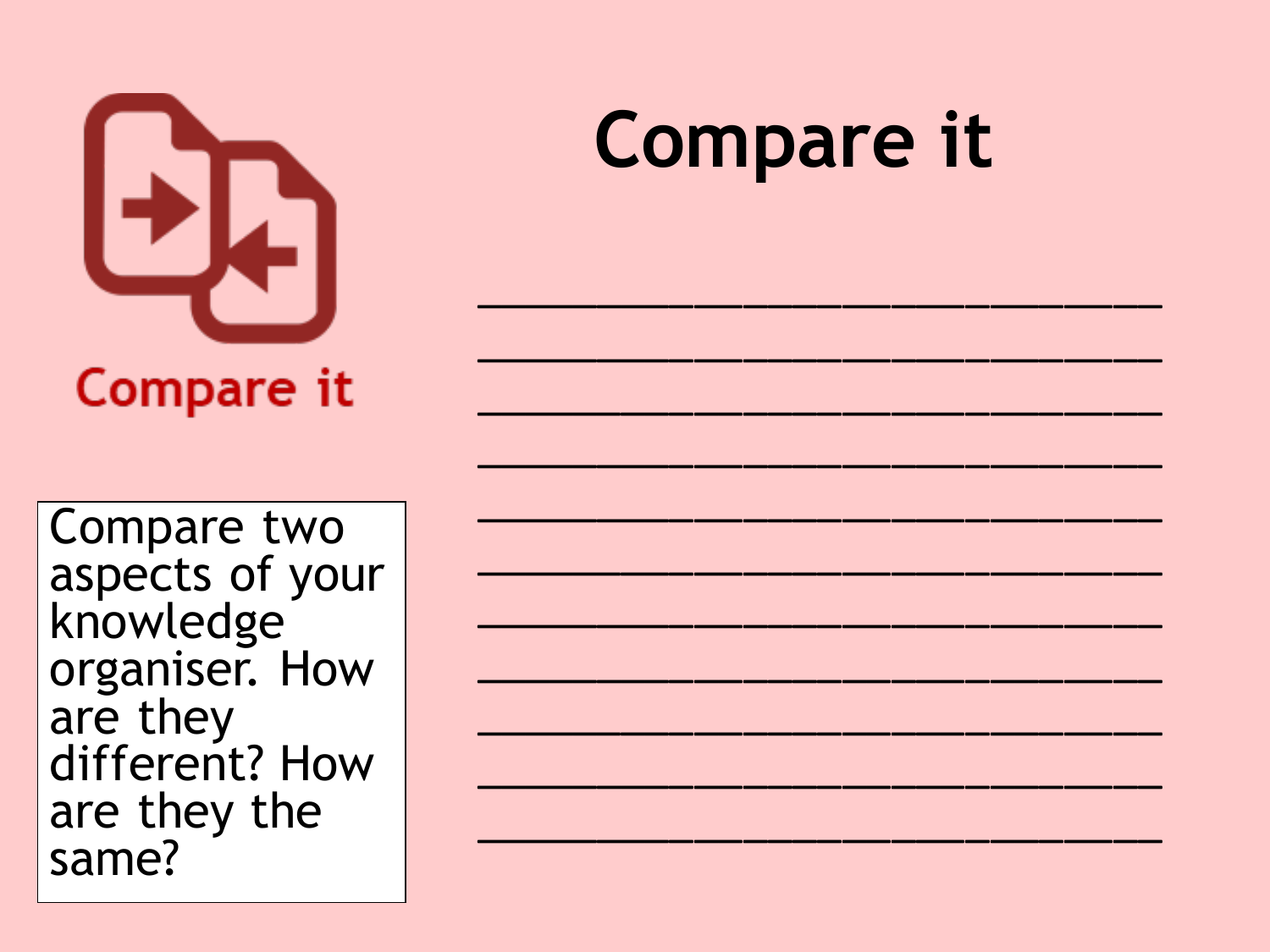# Compare it

Compare it

Compare two aspects of your knowledge organiser. How are they different? How are they the same?

___________________________

___________________________

___________________________

___________________________

___________________________

___________________________

___________________________

___________________________

___________________________

___________________________

___________________________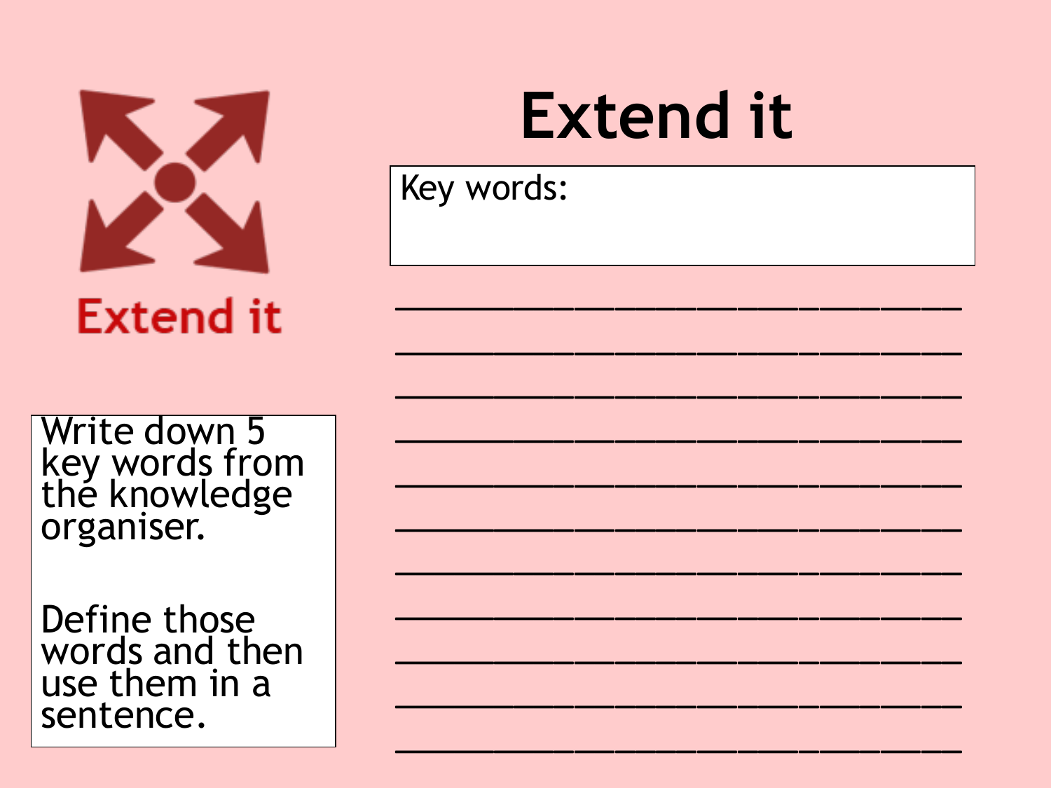# Extend it

Extend it

Write down 5 key words from the knowledge organiser.

Define those words and then use them in a sentence.

Key words:

_______________________________

_______________________________

_______________________________

_______________________________

_______________________________

_______________________________

_______________________________

_______________________________

_______________________________

_______________________________

_______________________________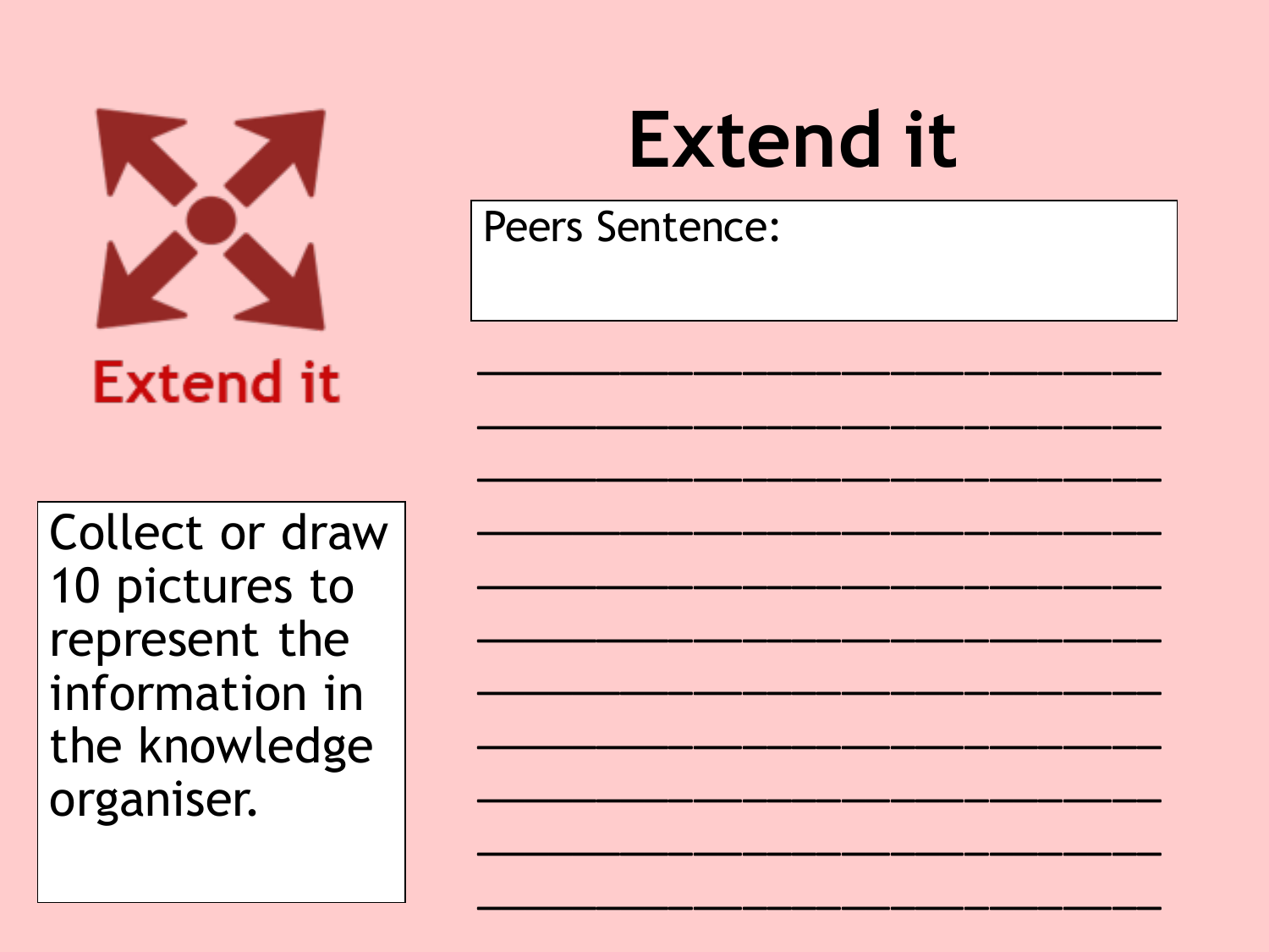Extend it

# Extend it

Peers Sentence:

\_\_\_\_\_\_\_\_\_\_\_\_\_\_\_\_\_\_\_\_\_\_\_\_\_\_\_\_\_\_

\_\_\_\_\_\_\_\_\_\_\_\_\_\_\_\_\_\_\_\_\_\_\_\_\_\_\_\_\_\_

\_\_\_\_\_\_\_\_\_\_\_\_\_\_\_\_\_\_\_\_\_\_\_\_\_\_\_\_\_\_

\_\_\_\_\_\_\_\_\_\_\_\_\_\_\_\_\_\_\_\_\_\_\_\_\_\_\_\_\_\_

\_\_\_\_\_\_\_\_\_\_\_\_\_\_\_\_\_\_\_\_\_\_\_\_\_\_\_\_\_\_

\_\_\_\_\_\_\_\_\_\_\_\_\_\_\_\_\_\_\_\_\_\_\_\_\_\_\_\_\_\_

\_\_\_\_\_\_\_\_\_\_\_\_\_\_\_\_\_\_\_\_\_\_\_\_\_\_\_\_\_\_

\_\_\_\_\_\_\_\_\_\_\_\_\_\_\_\_\_\_\_\_\_\_\_\_\_\_\_\_\_\_

\_\_\_\_\_\_\_\_\_\_\_\_\_\_\_\_\_\_\_\_\_\_\_\_\_\_\_\_\_\_

\_\_\_\_\_\_\_\_\_\_\_\_\_\_\_\_\_\_\_\_\_\_\_\_\_\_\_\_\_\_

\_\_\_\_\_\_\_\_\_\_\_\_\_\_\_\_\_\_\_\_\_\_\_\_\_\_\_\_\_\_

Collect or draw 10 pictures to represent the information in the knowledge organiser.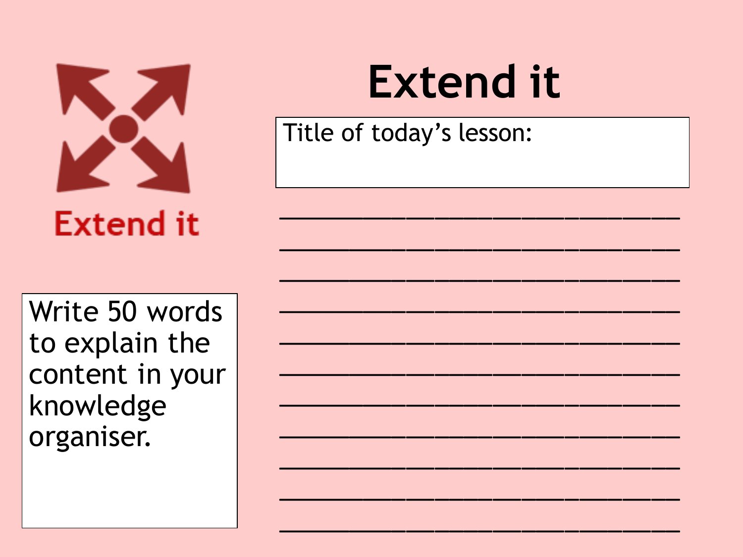# Extend it

Extend it

Title of today's lesson:

Write 50 words to explain the content in your knowledge organiser.

______________________________

______________________________

______________________________

______________________________

______________________________

______________________________

______________________________

______________________________

______________________________

______________________________

______________________________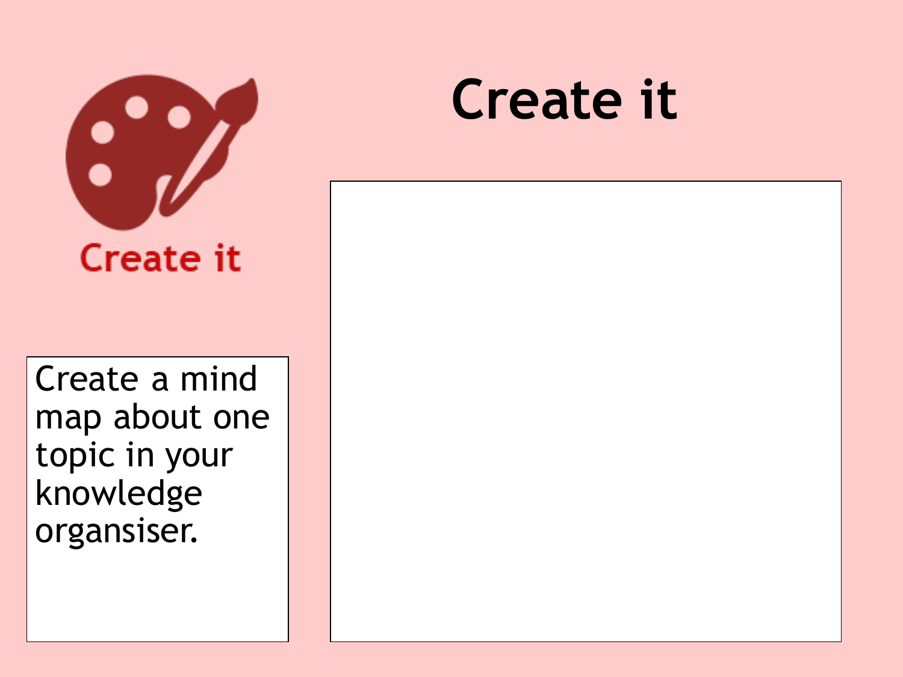Create it

# Create it

Create a mind map about one topic in your knowledge organsiser.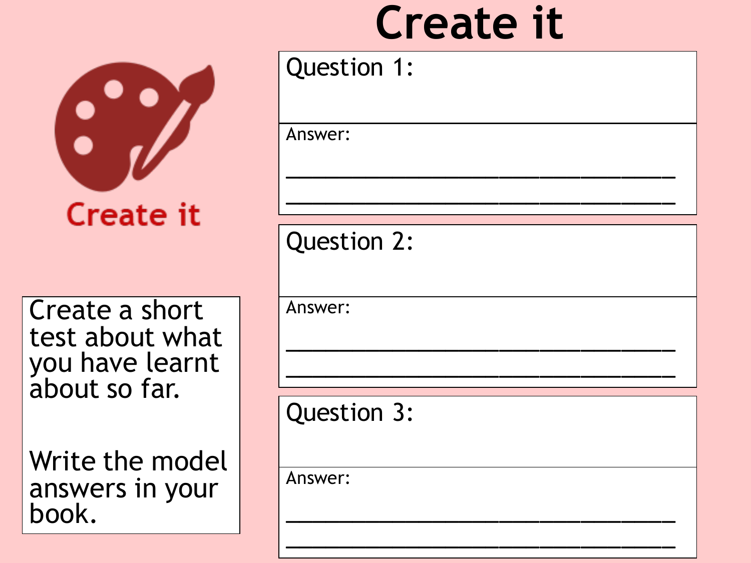# Create it

Create it

Create a short test about what you have learnt about so far.

Write the model answers in your book.

Question 1:

Answer:

\_\_\_\_\_\_\_\_\_\_\_\_\_\_\_\_\_\_\_\_\_\_\_\_\_\_\_\_\_\_\_\_\_\_\_\_\_\_

\_\_\_\_\_\_\_\_\_\_\_\_\_\_\_\_\_\_\_\_\_\_\_\_\_\_\_\_\_\_\_\_\_\_\_\_\_\_

Question 2:

Answer:

\_\_\_\_\_\_\_\_\_\_\_\_\_\_\_\_\_\_\_\_\_\_\_\_\_\_\_\_\_\_\_\_\_\_\_\_\_\_

\_\_\_\_\_\_\_\_\_\_\_\_\_\_\_\_\_\_\_\_\_\_\_\_\_\_\_\_\_\_\_\_\_\_\_\_\_\_

Question 3:

Answer:

\_\_\_\_\_\_\_\_\_\_\_\_\_\_\_\_\_\_\_\_\_\_\_\_\_\_\_\_\_\_\_\_\_\_\_\_\_\_

\_\_\_\_\_\_\_\_\_\_\_\_\_\_\_\_\_\_\_\_\_\_\_\_\_\_\_\_\_\_\_\_\_\_\_\_\_\_